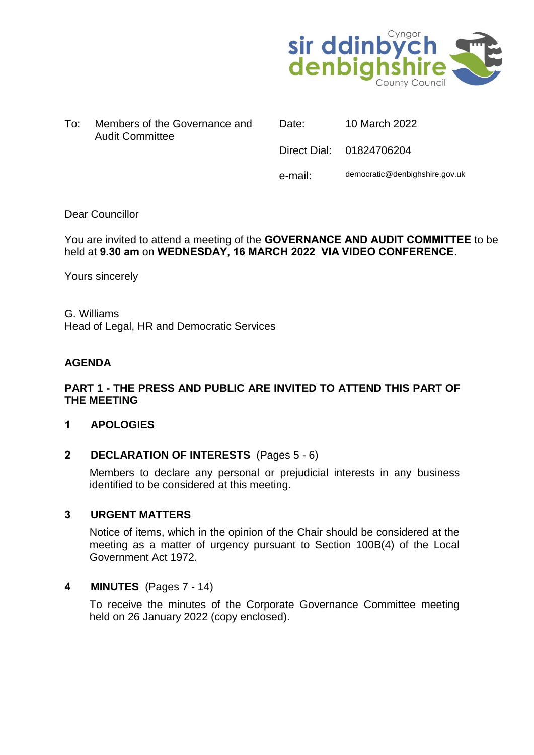Cyngor sir ddinbych denbighshire County Council

| To: | Members of the Governance and Audit Committee | Date: | 10 March 2022 |
|---|---|---|---|
| | | Direct Dial: | 01824706204 |
| | | e-mail: | democratic@denbighshire.gov.uk |

Dear Councillor

You are invited to attend a meeting of the **GOVERNANCE AND AUDIT COMMITTEE** to be held at **9.30 am** on **WEDNESDAY, 16 MARCH 2022 VIA VIDEO CONFERENCE**.

Yours sincerely

G. Williams
Head of Legal, HR and Democratic Services

## AGENDA

### PART 1 - THE PRESS AND PUBLIC ARE INVITED TO ATTEND THIS PART OF THE MEETING

**1 APOLOGIES**

**2 DECLARATION OF INTERESTS** (Pages 5 - 6)

Members to declare any personal or prejudicial interests in any business identified to be considered at this meeting.

**3 URGENT MATTERS**

Notice of items, which in the opinion of the Chair should be considered at the meeting as a matter of urgency pursuant to Section 100B(4) of the Local Government Act 1972.

**4 MINUTES** (Pages 7 - 14)

To receive the minutes of the Corporate Governance Committee meeting held on 26 January 2022 (copy enclosed).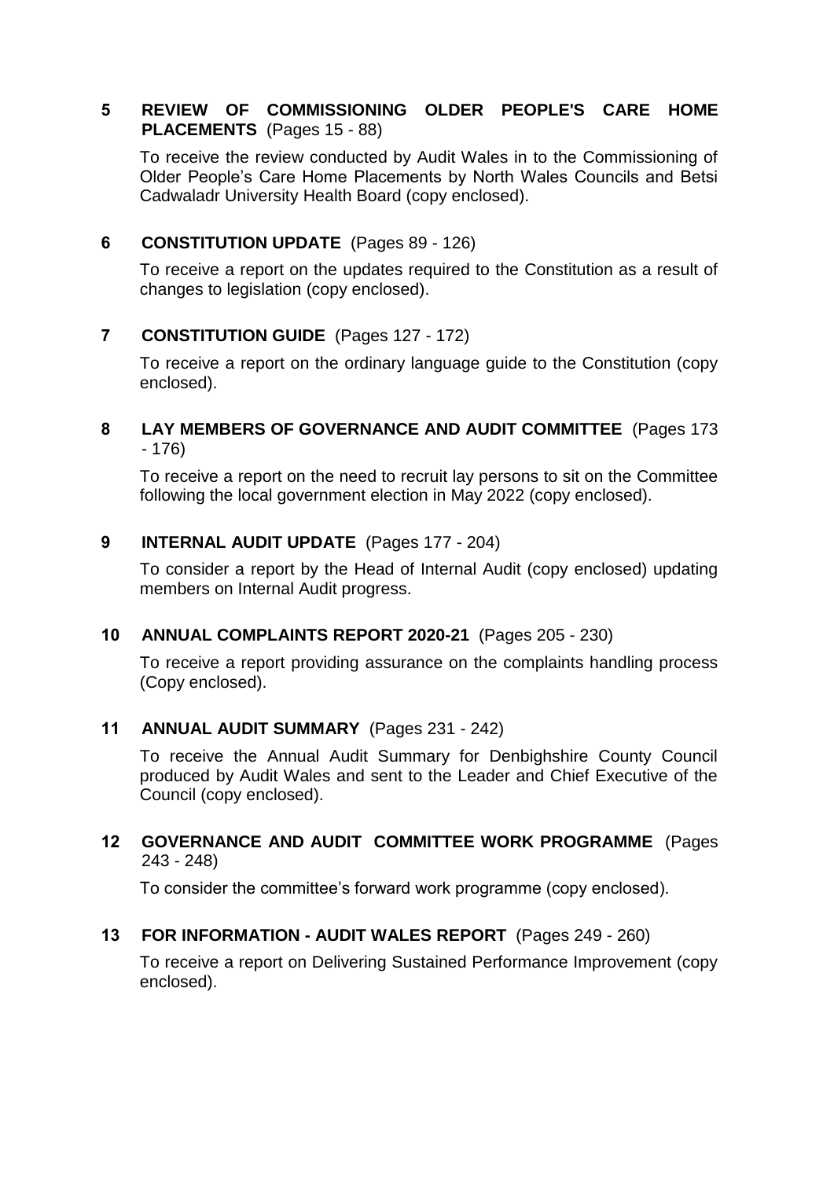**5 REVIEW OF COMMISSIONING OLDER PEOPLE'S CARE HOME PLACEMENTS** (Pages 15 - 88)

To receive the review conducted by Audit Wales in to the Commissioning of Older People's Care Home Placements by North Wales Councils and Betsi Cadwaladr University Health Board (copy enclosed).

**6 CONSTITUTION UPDATE** (Pages 89 - 126)

To receive a report on the updates required to the Constitution as a result of changes to legislation (copy enclosed).

**7 CONSTITUTION GUIDE** (Pages 127 - 172)

To receive a report on the ordinary language guide to the Constitution (copy enclosed).

**8 LAY MEMBERS OF GOVERNANCE AND AUDIT COMMITTEE** (Pages 173 - 176)

To receive a report on the need to recruit lay persons to sit on the Committee following the local government election in May 2022 (copy enclosed).

**9 INTERNAL AUDIT UPDATE** (Pages 177 - 204)

To consider a report by the Head of Internal Audit (copy enclosed) updating members on Internal Audit progress.

**10 ANNUAL COMPLAINTS REPORT 2020-21** (Pages 205 - 230)

To receive a report providing assurance on the complaints handling process (Copy enclosed).

**11 ANNUAL AUDIT SUMMARY** (Pages 231 - 242)

To receive the Annual Audit Summary for Denbighshire County Council produced by Audit Wales and sent to the Leader and Chief Executive of the Council (copy enclosed).

**12 GOVERNANCE AND AUDIT COMMITTEE WORK PROGRAMME** (Pages 243 - 248)

To consider the committee's forward work programme (copy enclosed).

**13 FOR INFORMATION - AUDIT WALES REPORT** (Pages 249 - 260)

To receive a report on Delivering Sustained Performance Improvement (copy enclosed).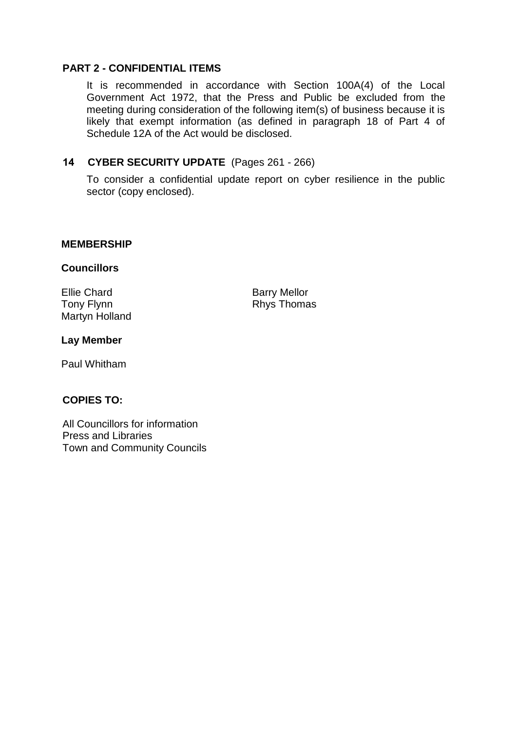**PART 2 - CONFIDENTIAL ITEMS**

It is recommended in accordance with Section 100A(4) of the Local Government Act 1972, that the Press and Public be excluded from the meeting during consideration of the following item(s) of business because it is likely that exempt information (as defined in paragraph 18 of Part 4 of Schedule 12A of the Act would be disclosed.

**14 CYBER SECURITY UPDATE** (Pages 261 - 266)

To consider a confidential update report on cyber resilience in the public sector (copy enclosed).

**MEMBERSHIP**

**Councillors**

Ellie Chard
Tony Flynn
Martyn Holland
Barry Mellor
Rhys Thomas

**Lay Member**

Paul Whitham

**COPIES TO:**

All Councillors for information
Press and Libraries
Town and Community Councils